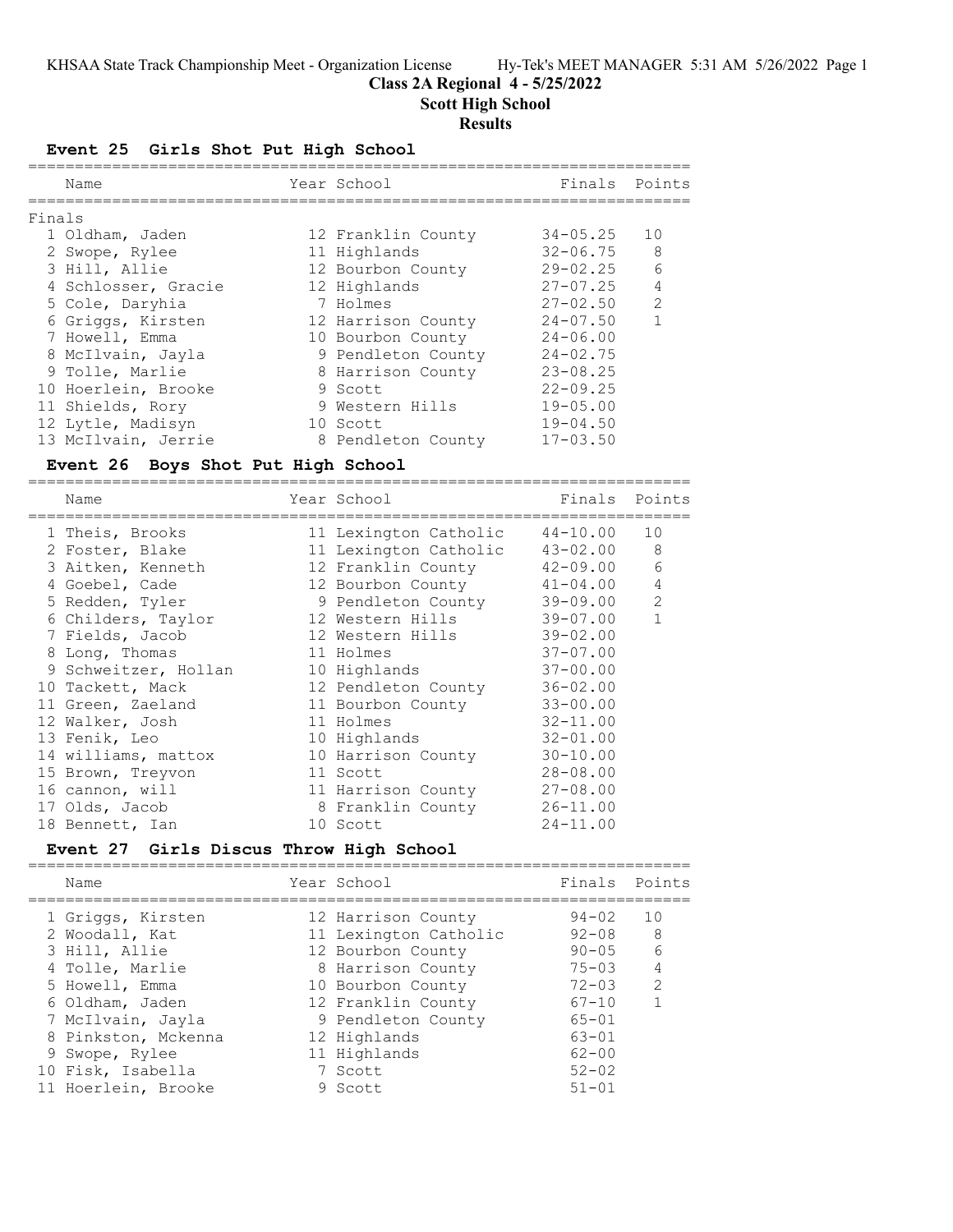KHSAA State Track Championship Meet - Organization License    Hy-Tek's MEET MANAGER 5:31 AM 5/26/2022

# Class 2A Regional 4 - 5/25/2022

## Scott High School

## Results

### Event 25 Girls Shot Put High School

Finals

| | Name | Year | School | Finals | Points |
|---|---|---|---|---|---|
| 1 | Oldham, Jaden | 12 | Franklin County | 34-05.25 | 10 |
| 2 | Swope, Rylee | 11 | Highlands | 32-06.75 | 8 |
| 3 | Hill, Allie | 12 | Bourbon County | 29-02.25 | 6 |
| 4 | Schlosser, Gracie | 12 | Highlands | 27-07.25 | 4 |
| 5 | Cole, Daryhia | 7 | Holmes | 27-02.50 | 2 |
| 6 | Griggs, Kirsten | 12 | Harrison County | 24-07.50 | 1 |
| 7 | Howell, Emma | 10 | Bourbon County | 24-06.00 | |
| 8 | McIlvain, Jayla | 9 | Pendleton County | 24-02.75 | |
| 9 | Tolle, Marlie | 8 | Harrison County | 23-08.25 | |
| 10 | Hoerlein, Brooke | 9 | Scott | 22-09.25 | |
| 11 | Shields, Rory | 9 | Western Hills | 19-05.00 | |
| 12 | Lytle, Madisyn | 10 | Scott | 19-04.50 | |
| 13 | McIlvain, Jerrie | 8 | Pendleton County | 17-03.50 | |

### Event 26 Boys Shot Put High School

| | Name | Year | School | Finals | Points |
|---|---|---|---|---|---|
| 1 | Theis, Brooks | 11 | Lexington Catholic | 44-10.00 | 10 |
| 2 | Foster, Blake | 11 | Lexington Catholic | 43-02.00 | 8 |
| 3 | Aitken, Kenneth | 12 | Franklin County | 42-09.00 | 6 |
| 4 | Goebel, Cade | 12 | Bourbon County | 41-04.00 | 4 |
| 5 | Redden, Tyler | 9 | Pendleton County | 39-09.00 | 2 |
| 6 | Childers, Taylor | 12 | Western Hills | 39-07.00 | 1 |
| 7 | Fields, Jacob | 12 | Western Hills | 39-02.00 | |
| 8 | Long, Thomas | 11 | Holmes | 37-07.00 | |
| 9 | Schweitzer, Hollan | 10 | Highlands | 37-00.00 | |
| 10 | Tackett, Mack | 12 | Pendleton County | 36-02.00 | |
| 11 | Green, Zaeland | 11 | Bourbon County | 33-00.00 | |
| 12 | Walker, Josh | 11 | Holmes | 32-11.00 | |
| 13 | Fenik, Leo | 10 | Highlands | 32-01.00 | |
| 14 | williams, mattox | 10 | Harrison County | 30-10.00 | |
| 15 | Brown, Treyvon | 11 | Scott | 28-08.00 | |
| 16 | cannon, will | 11 | Harrison County | 27-08.00 | |
| 17 | Olds, Jacob | 8 | Franklin County | 26-11.00 | |
| 18 | Bennett, Ian | 10 | Scott | 24-11.00 | |

### Event 27 Girls Discus Throw High School

| | Name | Year | School | Finals | Points |
|---|---|---|---|---|---|
| 1 | Griggs, Kirsten | 12 | Harrison County | 94-02 | 10 |
| 2 | Woodall, Kat | 11 | Lexington Catholic | 92-08 | 8 |
| 3 | Hill, Allie | 12 | Bourbon County | 90-05 | 6 |
| 4 | Tolle, Marlie | 8 | Harrison County | 75-03 | 4 |
| 5 | Howell, Emma | 10 | Bourbon County | 72-03 | 2 |
| 6 | Oldham, Jaden | 12 | Franklin County | 67-10 | 1 |
| 7 | McIlvain, Jayla | 9 | Pendleton County | 65-01 | |
| 8 | Pinkston, Mckenna | 12 | Highlands | 63-01 | |
| 9 | Swope, Rylee | 11 | Highlands | 62-00 | |
| 10 | Fisk, Isabella | 7 | Scott | 52-02 | |
| 11 | Hoerlein, Brooke | 9 | Scott | 51-01 | |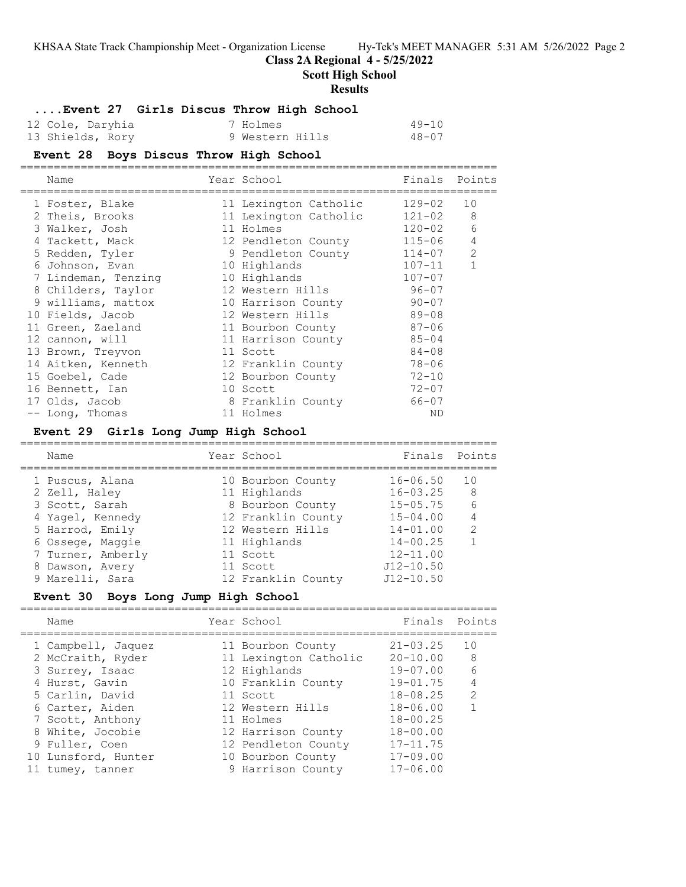## Class 2A Regional 4 - 5/25/2022

## Scott High School

## Results

### ....Event 27 Girls Discus Throw High School

| Name | Year | School | Finals | Points |
|---|---|---|---|---|
| 12 Cole, Daryhia | 7 | Holmes | 49-10 | |
| 13 Shields, Rory | 9 | Western Hills | 48-07 | |

### Event 28 Boys Discus Throw High School

| Name | Year | School | Finals | Points |
|---|---|---|---|---|
| 1 Foster, Blake | 11 | Lexington Catholic | 129-02 | 10 |
| 2 Theis, Brooks | 11 | Lexington Catholic | 121-02 | 8 |
| 3 Walker, Josh | 11 | Holmes | 120-02 | 6 |
| 4 Tackett, Mack | 12 | Pendleton County | 115-06 | 4 |
| 5 Redden, Tyler | 9 | Pendleton County | 114-07 | 2 |
| 6 Johnson, Evan | 10 | Highlands | 107-11 | 1 |
| 7 Lindeman, Tenzing | 10 | Highlands | 107-07 | |
| 8 Childers, Taylor | 12 | Western Hills | 96-07 | |
| 9 williams, mattox | 10 | Harrison County | 90-07 | |
| 10 Fields, Jacob | 12 | Western Hills | 89-08 | |
| 11 Green, Zaeland | 11 | Bourbon County | 87-06 | |
| 12 cannon, will | 11 | Harrison County | 85-04 | |
| 13 Brown, Treyvon | 11 | Scott | 84-08 | |
| 14 Aitken, Kenneth | 12 | Franklin County | 78-06 | |
| 15 Goebel, Cade | 12 | Bourbon County | 72-10 | |
| 16 Bennett, Ian | 10 | Scott | 72-07 | |
| 17 Olds, Jacob | 8 | Franklin County | 66-07 | |
| -- Long, Thomas | 11 | Holmes | ND | |

### Event 29 Girls Long Jump High School

| Name | Year | School | Finals | Points |
|---|---|---|---|---|
| 1 Puscus, Alana | 10 | Bourbon County | 16-06.50 | 10 |
| 2 Zell, Haley | 11 | Highlands | 16-03.25 | 8 |
| 3 Scott, Sarah | 8 | Bourbon County | 15-05.75 | 6 |
| 4 Yagel, Kennedy | 12 | Franklin County | 15-04.00 | 4 |
| 5 Harrod, Emily | 12 | Western Hills | 14-01.00 | 2 |
| 6 Ossege, Maggie | 11 | Highlands | 14-00.25 | 1 |
| 7 Turner, Amberly | 11 | Scott | 12-11.00 | |
| 8 Dawson, Avery | 11 | Scott | J12-10.50 | |
| 9 Marelli, Sara | 12 | Franklin County | J12-10.50 | |

### Event 30 Boys Long Jump High School

| Name | Year | School | Finals | Points |
|---|---|---|---|---|
| 1 Campbell, Jaquez | 11 | Bourbon County | 21-03.25 | 10 |
| 2 McCraith, Ryder | 11 | Lexington Catholic | 20-10.00 | 8 |
| 3 Surrey, Isaac | 12 | Highlands | 19-07.00 | 6 |
| 4 Hurst, Gavin | 10 | Franklin County | 19-01.75 | 4 |
| 5 Carlin, David | 11 | Scott | 18-08.25 | 2 |
| 6 Carter, Aiden | 12 | Western Hills | 18-06.00 | 1 |
| 7 Scott, Anthony | 11 | Holmes | 18-00.25 | |
| 8 White, Jocobie | 12 | Harrison County | 18-00.00 | |
| 9 Fuller, Coen | 12 | Pendleton County | 17-11.75 | |
| 10 Lunsford, Hunter | 10 | Bourbon County | 17-09.00 | |
| 11 tumey, tanner | 9 | Harrison County | 17-06.00 | |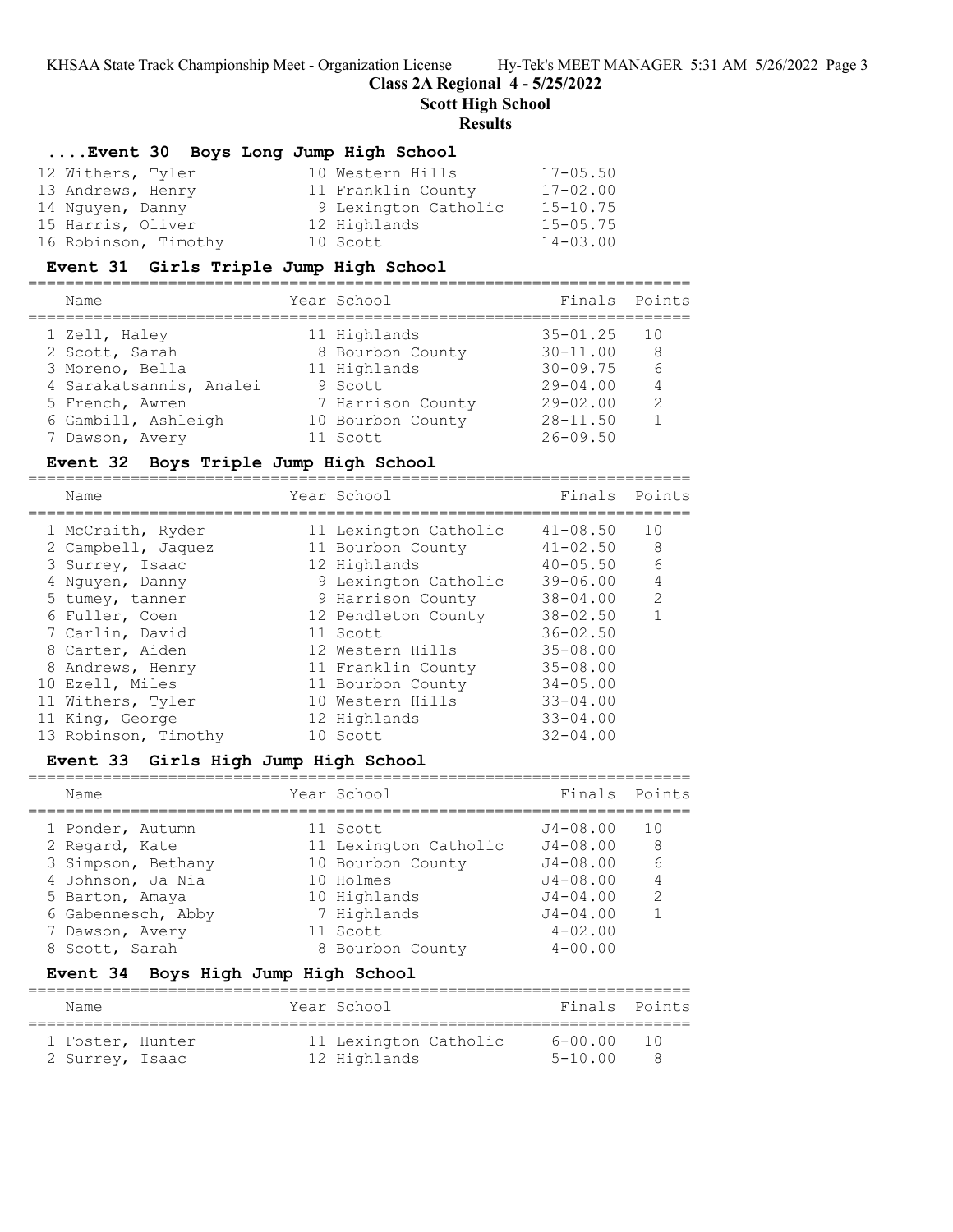# Class 2A Regional 4 - 5/25/2022

## Scott High School

### Results

#### ....Event 30 Boys Long Jump High School

| | Name | Year | School | Finals |
|---|---|---|---|---|
| 12 | Withers, Tyler | 10 | Western Hills | 17-05.50 |
| 13 | Andrews, Henry | 11 | Franklin County | 17-02.00 |
| 14 | Nguyen, Danny | 9 | Lexington Catholic | 15-10.75 |
| 15 | Harris, Oliver | 12 | Highlands | 15-05.75 |
| 16 | Robinson, Timothy | 10 | Scott | 14-03.00 |

#### Event 31 Girls Triple Jump High School

| | Name | Year | School | Finals | Points |
|---|---|---|---|---|---|
| 1 | Zell, Haley | 11 | Highlands | 35-01.25 | 10 |
| 2 | Scott, Sarah | 8 | Bourbon County | 30-11.00 | 8 |
| 3 | Moreno, Bella | 11 | Highlands | 30-09.75 | 6 |
| 4 | Sarakatsannis, Analei | 9 | Scott | 29-04.00 | 4 |
| 5 | French, Awren | 7 | Harrison County | 29-02.00 | 2 |
| 6 | Gambill, Ashleigh | 10 | Bourbon County | 28-11.50 | 1 |
| 7 | Dawson, Avery | 11 | Scott | 26-09.50 | |

#### Event 32 Boys Triple Jump High School

| | Name | Year | School | Finals | Points |
|---|---|---|---|---|---|
| 1 | McCraith, Ryder | 11 | Lexington Catholic | 41-08.50 | 10 |
| 2 | Campbell, Jaquez | 11 | Bourbon County | 41-02.50 | 8 |
| 3 | Surrey, Isaac | 12 | Highlands | 40-05.50 | 6 |
| 4 | Nguyen, Danny | 9 | Lexington Catholic | 39-06.00 | 4 |
| 5 | tumey, tanner | 9 | Harrison County | 38-04.00 | 2 |
| 6 | Fuller, Coen | 12 | Pendleton County | 38-02.50 | 1 |
| 7 | Carlin, David | 11 | Scott | 36-02.50 | |
| 8 | Carter, Aiden | 12 | Western Hills | 35-08.00 | |
| 8 | Andrews, Henry | 11 | Franklin County | 35-08.00 | |
| 10 | Ezell, Miles | 11 | Bourbon County | 34-05.00 | |
| 11 | Withers, Tyler | 10 | Western Hills | 33-04.00 | |
| 11 | King, George | 12 | Highlands | 33-04.00 | |
| 13 | Robinson, Timothy | 10 | Scott | 32-04.00 | |

#### Event 33 Girls High Jump High School

| | Name | Year | School | Finals | Points |
|---|---|---|---|---|---|
| 1 | Ponder, Autumn | 11 | Scott | J4-08.00 | 10 |
| 2 | Regard, Kate | 11 | Lexington Catholic | J4-08.00 | 8 |
| 3 | Simpson, Bethany | 10 | Bourbon County | J4-08.00 | 6 |
| 4 | Johnson, Ja Nia | 10 | Holmes | J4-08.00 | 4 |
| 5 | Barton, Amaya | 10 | Highlands | J4-04.00 | 2 |
| 6 | Gabennesch, Abby | 7 | Highlands | J4-04.00 | 1 |
| 7 | Dawson, Avery | 11 | Scott | 4-02.00 | |
| 8 | Scott, Sarah | 8 | Bourbon County | 4-00.00 | |

#### Event 34 Boys High Jump High School

| | Name | Year | School | Finals | Points |
|---|---|---|---|---|---|
| 1 | Foster, Hunter | 11 | Lexington Catholic | 6-00.00 | 10 |
| 2 | Surrey, Isaac | 12 | Highlands | 5-10.00 | 8 |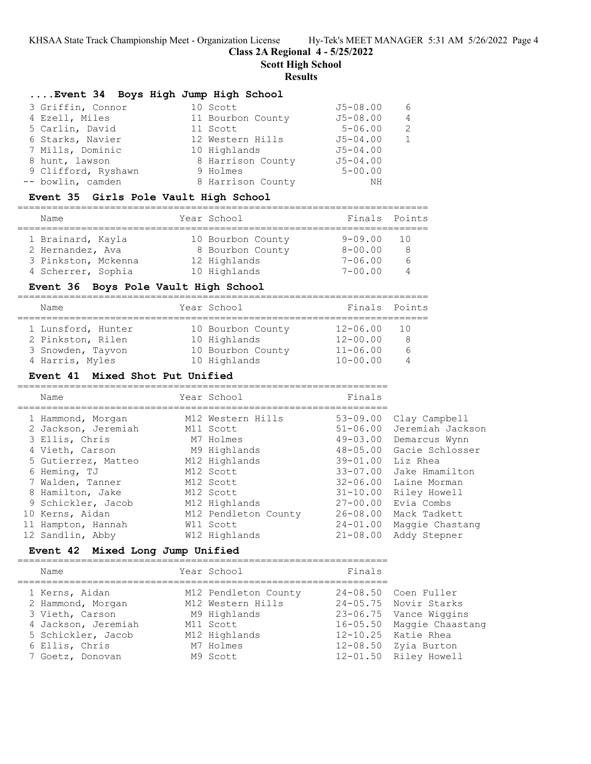# Class 2A Regional 4 - 5/25/2022

## Scott High School

## Results

### ....Event 34 Boys High Jump High School

| Place | Name | Year | School | Finals | Points |
|---|---|---|---|---|---|
| 3 | Griffin, Connor | 10 | Scott | J5-08.00 | 6 |
| 4 | Ezell, Miles | 11 | Bourbon County | J5-08.00 | 4 |
| 5 | Carlin, David | 11 | Scott | 5-06.00 | 2 |
| 6 | Starks, Navier | 12 | Western Hills | J5-04.00 | 1 |
| 7 | Mills, Dominic | 10 | Highlands | J5-04.00 | |
| 8 | hunt, lawson | 8 | Harrison County | J5-04.00 | |
| 9 | Clifford, Ryshawn | 9 | Holmes | 5-00.00 | |
| -- | bowlin, camden | 8 | Harrison County | NH | |

### Event 35 Girls Pole Vault High School

| Place | Name | Year | School | Finals | Points |
|---|---|---|---|---|---|
| 1 | Brainard, Kayla | 10 | Bourbon County | 9-09.00 | 10 |
| 2 | Hernandez, Ava | 8 | Bourbon County | 8-00.00 | 8 |
| 3 | Pinkston, Mckenna | 12 | Highlands | 7-06.00 | 6 |
| 4 | Scherrer, Sophia | 10 | Highlands | 7-00.00 | 4 |

### Event 36 Boys Pole Vault High School

| Place | Name | Year | School | Finals | Points |
|---|---|---|---|---|---|
| 1 | Lunsford, Hunter | 10 | Bourbon County | 12-06.00 | 10 |
| 2 | Pinkston, Rilen | 10 | Highlands | 12-00.00 | 8 |
| 3 | Snowden, Tayvon | 10 | Bourbon County | 11-06.00 | 6 |
| 4 | Harris, Myles | 10 | Highlands | 10-00.00 | 4 |

### Event 41 Mixed Shot Put Unified

| Place | Name | Year | School | Finals | Partner |
|---|---|---|---|---|---|
| 1 | Hammond, Morgan | M12 | Western Hills | 53-09.00 | Clay Campbell |
| 2 | Jackson, Jeremiah | M11 | Scott | 51-06.00 | Jeremiah Jackson |
| 3 | Ellis, Chris | M7 | Holmes | 49-03.00 | Demarcus Wynn |
| 4 | Vieth, Carson | M9 | Highlands | 48-05.00 | Gacie Schlosser |
| 5 | Gutierrez, Matteo | M12 | Highlands | 39-01.00 | Liz Rhea |
| 6 | Heming, TJ | M12 | Scott | 33-07.00 | Jake Hmamilton |
| 7 | Walden, Tanner | M12 | Scott | 32-06.00 | Laine Morman |
| 8 | Hamilton, Jake | M12 | Scott | 31-10.00 | Riley Howell |
| 9 | Schickler, Jacob | M12 | Highlands | 27-00.00 | Evia Combs |
| 10 | Kerns, Aidan | M12 | Pendleton County | 26-08.00 | Mack Tadkett |
| 11 | Hampton, Hannah | W11 | Scott | 24-01.00 | Maggie Chastang |
| 12 | Sandlin, Abby | W12 | Highlands | 21-08.00 | Addy Stepner |

### Event 42 Mixed Long Jump Unified

| Place | Name | Year | School | Finals | Partner |
|---|---|---|---|---|---|
| 1 | Kerns, Aidan | M12 | Pendleton County | 24-08.50 | Coen Fuller |
| 2 | Hammond, Morgan | M12 | Western Hills | 24-05.75 | Novir Starks |
| 3 | Vieth, Carson | M9 | Highlands | 23-06.75 | Vance Wiggins |
| 4 | Jackson, Jeremiah | M11 | Scott | 16-05.50 | Maggie Chaastang |
| 5 | Schickler, Jacob | M12 | Highlands | 12-10.25 | Katie Rhea |
| 6 | Ellis, Chris | M7 | Holmes | 12-08.50 | Zyia Burton |
| 7 | Goetz, Donovan | M9 | Scott | 12-01.50 | Riley Howell |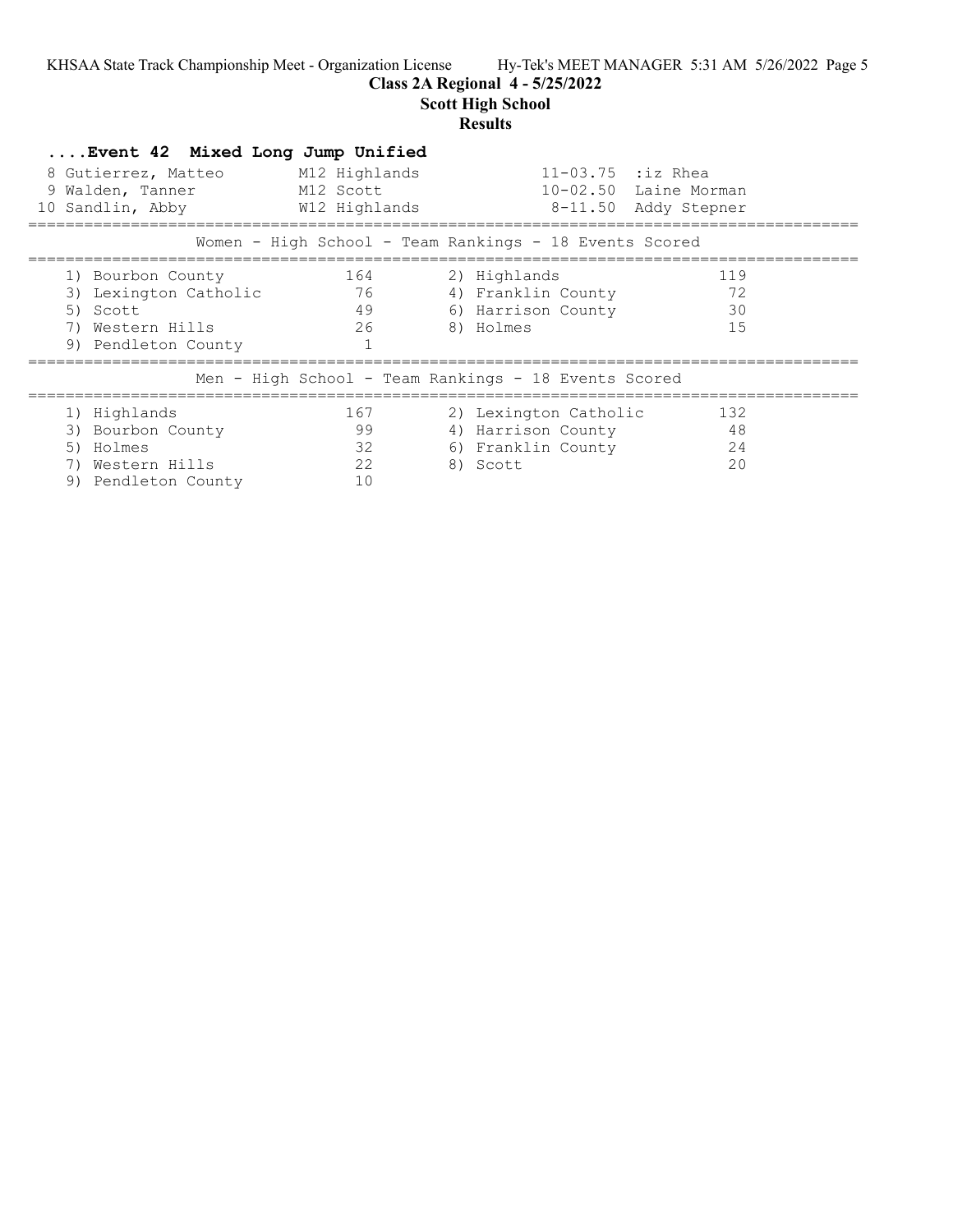## ....Event 42 Mixed Long Jump Unified

| | | | | |
|---|---|---|---|---|
| 8 | Gutierrez, Matteo | M12 Highlands | 11-03.75 | :iz Rhea |
| 9 | Walden, Tanner | M12 Scott | 10-02.50 | Laine Morman |
| 10 | Sandlin, Abby | W12 Highlands | 8-11.50 | Addy Stepner |

## Women - High School - Team Rankings - 18 Events Scored

| | | | |
|---|---|---|---|
| 1) Bourbon County | 164 | 2) Highlands | 119 |
| 3) Lexington Catholic | 76 | 4) Franklin County | 72 |
| 5) Scott | 49 | 6) Harrison County | 30 |
| 7) Western Hills | 26 | 8) Holmes | 15 |
| 9) Pendleton County | 1 | | |

## Men - High School - Team Rankings - 18 Events Scored

| | | | |
|---|---|---|---|
| 1) Highlands | 167 | 2) Lexington Catholic | 132 |
| 3) Bourbon County | 99 | 4) Harrison County | 48 |
| 5) Holmes | 32 | 6) Franklin County | 24 |
| 7) Western Hills | 22 | 8) Scott | 20 |
| 9) Pendleton County | 10 | | |